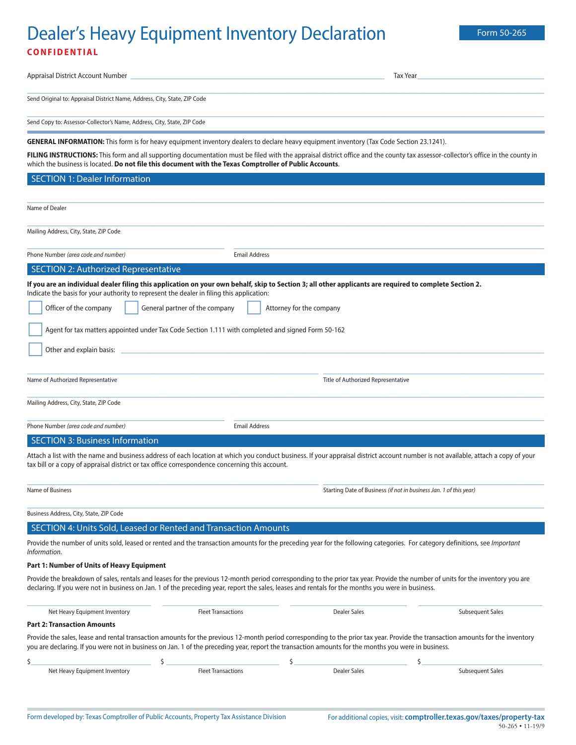# Dealer's Heavy Equipment Inventory Declaration

Form 50-265

**CONFIDENTIAL**

Appraisal District Account Number ________________________________ Tax Year ________________

_______________________________________________
Send Original to: Appraisal District Name, Address, City, State, ZIP Code

_______________________________________________
Send Copy to: Assessor-Collector's Name, Address, City, State, ZIP Code

**GENERAL INFORMATION:** This form is for heavy equipment inventory dealers to declare heavy equipment inventory (Tax Code Section 23.1241).

**FILING INSTRUCTIONS:** This form and all supporting documentation must be filed with the appraisal district office and the county tax assessor-collector's office in the county in which the business is located. **Do not file this document with the Texas Comptroller of Public Accounts**.

## SECTION 1: Dealer Information

_______________________________________________
Name of Dealer

_______________________________________________
Mailing Address, City, State, ZIP Code

________________________ ________________________
Phone Number *(area code and number)* Email Address

## SECTION 2: Authorized Representative

**If you are an individual dealer filing this application on your own behalf, skip to Section 3; all other applicants are required to complete Section 2.**
Indicate the basis for your authority to represent the dealer in filing this application:

- ☐ Officer of the company
- ☐ General partner of the company
- ☐ Attorney for the company
- ☐ Agent for tax matters appointed under Tax Code Section 1.111 with completed and signed Form 50-162
- ☐ Other and explain basis: ________________________________

________________________ ________________________
Name of Authorized Representative Title of Authorized Representative

_______________________________________________
Mailing Address, City, State, ZIP Code

________________________ ________________________
Phone Number *(area code and number)* Email Address

## SECTION 3: Business Information

Attach a list with the name and business address of each location at which you conduct business. If your appraisal district account number is not available, attach a copy of your tax bill or a copy of appraisal district or tax office correspondence concerning this account.

________________________ ________________________
Name of Business Starting Date of Business *(if not in business Jan. 1 of this year)*

_______________________________________________
Business Address, City, State, ZIP Code

## SECTION 4: Units Sold, Leased or Rented and Transaction Amounts

Provide the number of units sold, leased or rented and the transaction amounts for the preceding year for the following categories. For category definitions, see *Important Information*.

**Part 1: Number of Units of Heavy Equipment**

Provide the breakdown of sales, rentals and leases for the previous 12-month period corresponding to the prior tax year. Provide the number of units for the inventory you are declaring. If you were not in business on Jan. 1 of the preceding year, report the sales, leases and rentals for the months you were in business.

| ____________ | ____________ | ____________ | ____________ |
|---|---|---|---|
| Net Heavy Equipment Inventory | Fleet Transactions | Dealer Sales | Subsequent Sales |

**Part 2: Transaction Amounts**

Provide the sales, lease and rental transaction amounts for the previous 12-month period corresponding to the prior tax year. Provide the transaction amounts for the inventory you are declaring. If you were not in business on Jan. 1 of the preceding year, report the transaction amounts for the months you were in business.

| $ ____________ | $ ____________ | $ ____________ | $ ____________ |
|---|---|---|---|
| Net Heavy Equipment Inventory | Fleet Transactions | Dealer Sales | Subsequent Sales |

Form developed by: Texas Comptroller of Public Accounts, Property Tax Assistance Division

For additional copies, visit: **comptroller.texas.gov/taxes/property-tax**

50-265 • 11-19/9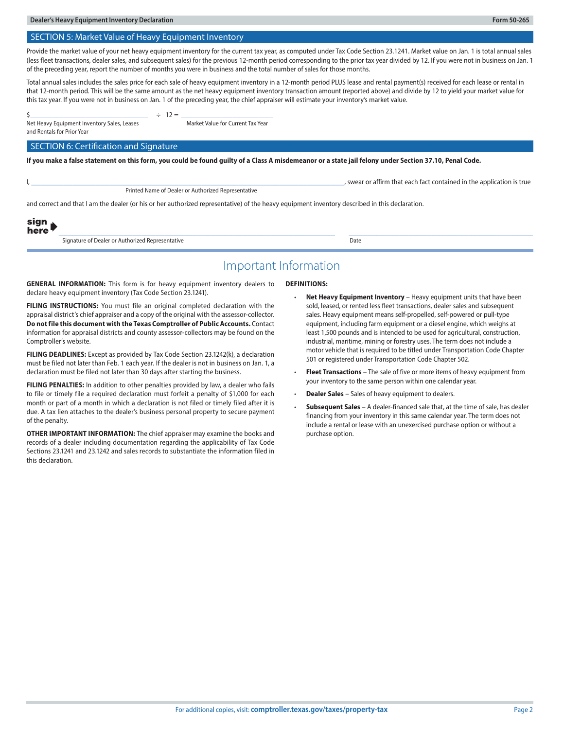## SECTION 5: Market Value of Heavy Equipment Inventory

Provide the market value of your net heavy equipment inventory for the current tax year, as computed under Tax Code Section 23.1241. Market value on Jan. 1 is total annual sales (less fleet transactions, dealer sales, and subsequent sales) for the previous 12-month period corresponding to the prior tax year divided by 12. If you were not in business on Jan. 1 of the preceding year, report the number of months you were in business and the total number of sales for those months.

Total annual sales includes the sales price for each sale of heavy equipment inventory in a 12-month period PLUS lease and rental payment(s) received for each lease or rental in that 12-month period. This will be the same amount as the net heavy equipment inventory transaction amount (reported above) and divide by 12 to yield your market value for this tax year. If you were not in business on Jan. 1 of the preceding year, the chief appraiser will estimate your inventory's market value.

$\_\_\_\_\_\_\_\_\_\_\_\_\_\_\_\_\_\_\_\_ ÷ 12 = \_\_\_\_\_\_\_\_\_\_\_\_\_\_\_\_\_\_\_\_

Net Heavy Equipment Inventory Sales, Leases and Rentals for Prior Year — Market Value for Current Tax Year

## SECTION 6: Certification and Signature

**If you make a false statement on this form, you could be found guilty of a Class A misdemeanor or a state jail felony under Section 37.10, Penal Code.**

I, \_\_\_\_\_\_\_\_\_\_\_\_\_\_\_\_\_\_\_\_\_\_\_\_\_\_\_\_\_\_\_\_\_\_\_\_\_\_\_\_, swear or affirm that each fact contained in the application is true

Printed Name of Dealer or Authorized Representative

and correct and that I am the dealer (or his or her authorized representative) of the heavy equipment inventory described in this declaration.

**sign here** \_\_\_\_\_\_\_\_\_\_\_\_\_\_\_\_\_\_\_\_\_\_\_\_\_\_\_\_\_\_\_\_\_\_\_\_\_\_\_\_ \_\_\_\_\_\_\_\_\_\_\_\_\_\_\_\_\_\_\_\_

Signature of Dealer or Authorized Representative — Date

# Important Information

**GENERAL INFORMATION:** This form is for heavy equipment inventory dealers to declare heavy equipment inventory (Tax Code Section 23.1241).

**FILING INSTRUCTIONS:** You must file an original completed declaration with the appraisal district's chief appraiser and a copy of the original with the assessor-collector. **Do not file this document with the Texas Comptroller of Public Accounts.** Contact information for appraisal districts and county assessor-collectors may be found on the Comptroller's website.

**FILING DEADLINES:** Except as provided by Tax Code Section 23.1242(k), a declaration must be filed not later than Feb. 1 each year. If the dealer is not in business on Jan. 1, a declaration must be filed not later than 30 days after starting the business.

**FILING PENALTIES:** In addition to other penalties provided by law, a dealer who fails to file or timely file a required declaration must forfeit a penalty of $1,000 for each month or part of a month in which a declaration is not filed or timely filed after it is due. A tax lien attaches to the dealer's business personal property to secure payment of the penalty.

**OTHER IMPORTANT INFORMATION:** The chief appraiser may examine the books and records of a dealer including documentation regarding the applicability of Tax Code Sections 23.1241 and 23.1242 and sales records to substantiate the information filed in this declaration.

**DEFINITIONS:**

- **Net Heavy Equipment Inventory** – Heavy equipment units that have been sold, leased, or rented less fleet transactions, dealer sales and subsequent sales. Heavy equipment means self-propelled, self-powered or pull-type equipment, including farm equipment or a diesel engine, which weighs at least 1,500 pounds and is intended to be used for agricultural, construction, industrial, maritime, mining or forestry uses. The term does not include a motor vehicle that is required to be titled under Transportation Code Chapter 501 or registered under Transportation Code Chapter 502.
- **Fleet Transactions** – The sale of five or more items of heavy equipment from your inventory to the same person within one calendar year.
- **Dealer Sales** – Sales of heavy equipment to dealers.
- **Subsequent Sales** – A dealer-financed sale that, at the time of sale, has dealer financing from your inventory in this same calendar year. The term does not include a rental or lease with an unexercised purchase option or without a purchase option.